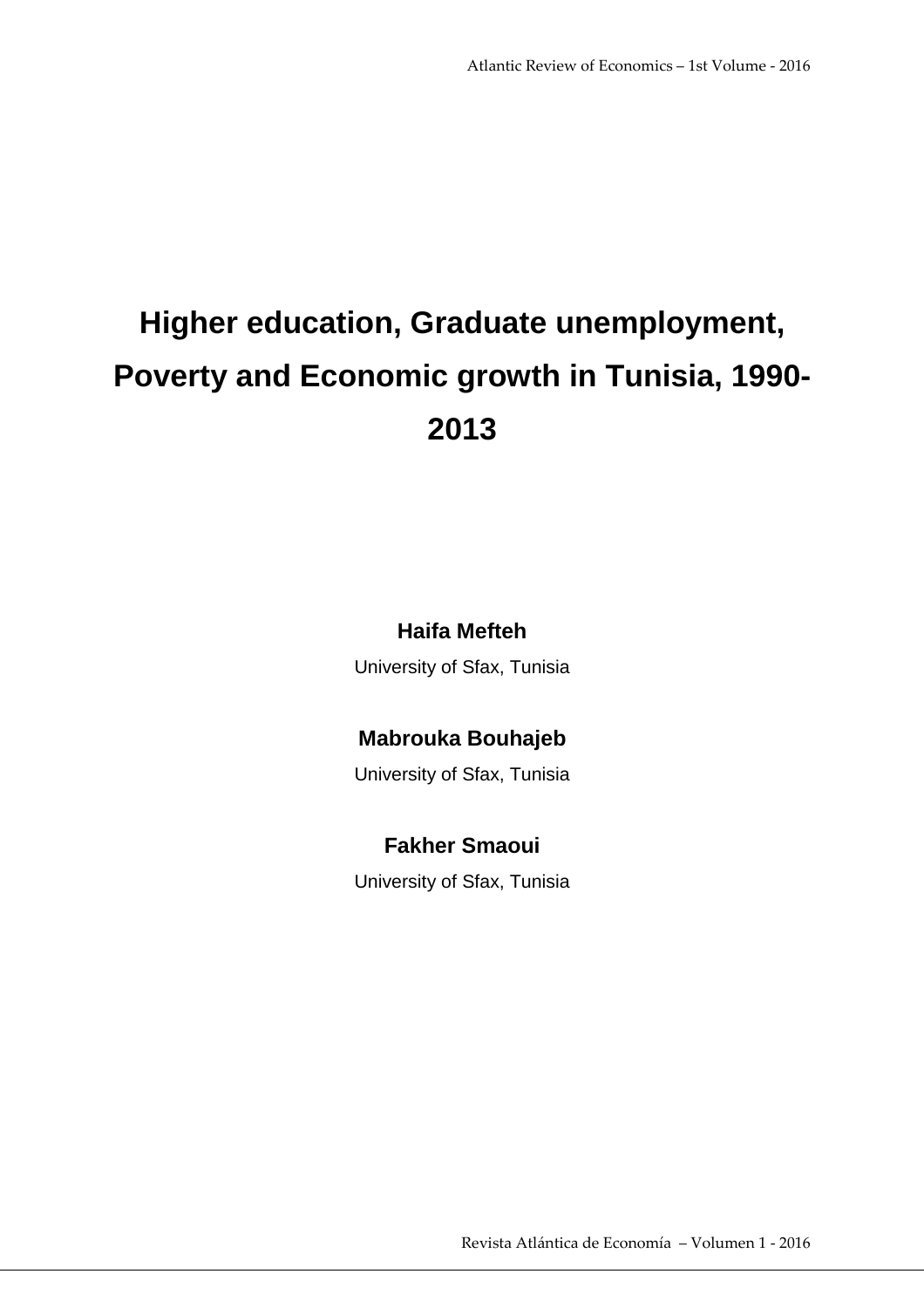# Higher education, Graduate unemployment, Poverty and Economic growth in Tunisia, 1990-2013

**Haifa Mefteh**

University of Sfax, Tunisia

**Mabrouka Bouhajeb**

University of Sfax, Tunisia

**Fakher Smaoui**

University of Sfax, Tunisia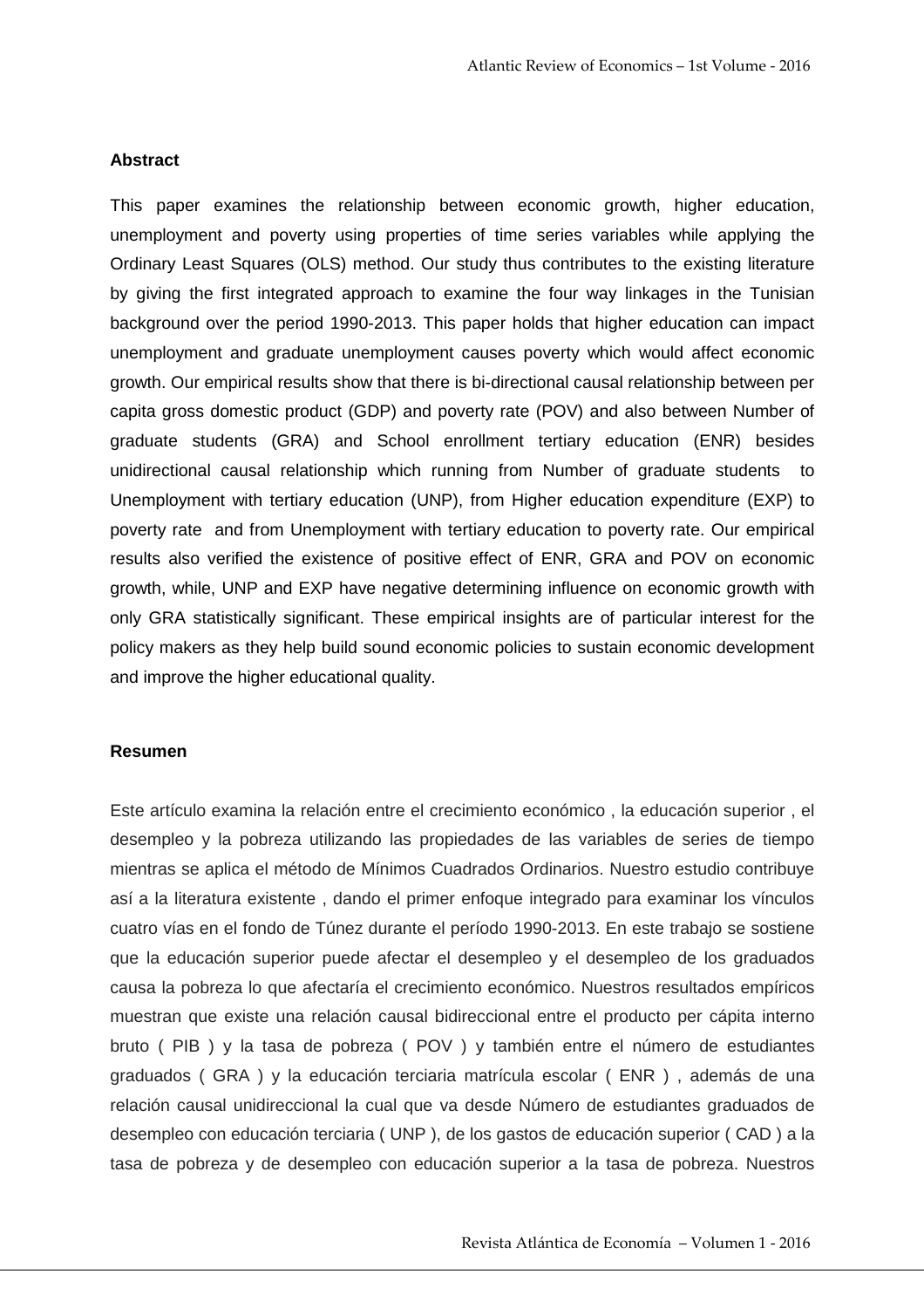**Abstract**

This paper examines the relationship between economic growth, higher education, unemployment and poverty using properties of time series variables while applying the Ordinary Least Squares (OLS) method. Our study thus contributes to the existing literature by giving the first integrated approach to examine the four way linkages in the Tunisian background over the period 1990-2013. This paper holds that higher education can impact unemployment and graduate unemployment causes poverty which would affect economic growth. Our empirical results show that there is bi-directional causal relationship between per capita gross domestic product (GDP) and poverty rate (POV) and also between Number of graduate students (GRA) and School enrollment tertiary education (ENR) besides unidirectional causal relationship which running from Number of graduate students to Unemployment with tertiary education (UNP), from Higher education expenditure (EXP) to poverty rate and from Unemployment with tertiary education to poverty rate. Our empirical results also verified the existence of positive effect of ENR, GRA and POV on economic growth, while, UNP and EXP have negative determining influence on economic growth with only GRA statistically significant. These empirical insights are of particular interest for the policy makers as they help build sound economic policies to sustain economic development and improve the higher educational quality.

**Resumen**

Este artículo examina la relación entre el crecimiento económico , la educación superior , el desempleo y la pobreza utilizando las propiedades de las variables de series de tiempo mientras se aplica el método de Mínimos Cuadrados Ordinarios. Nuestro estudio contribuye así a la literatura existente , dando el primer enfoque integrado para examinar los vínculos cuatro vías en el fondo de Túnez durante el período 1990-2013. En este trabajo se sostiene que la educación superior puede afectar el desempleo y el desempleo de los graduados causa la pobreza lo que afectaría el crecimiento económico. Nuestros resultados empíricos muestran que existe una relación causal bidireccional entre el producto per cápita interno bruto ( PIB ) y la tasa de pobreza ( POV ) y también entre el número de estudiantes graduados ( GRA ) y la educación terciaria matrícula escolar ( ENR ) , además de una relación causal unidireccional la cual que va desde Número de estudiantes graduados de desempleo con educación terciaria ( UNP ), de los gastos de educación superior ( CAD ) a la tasa de pobreza y de desempleo con educación superior a la tasa de pobreza. Nuestros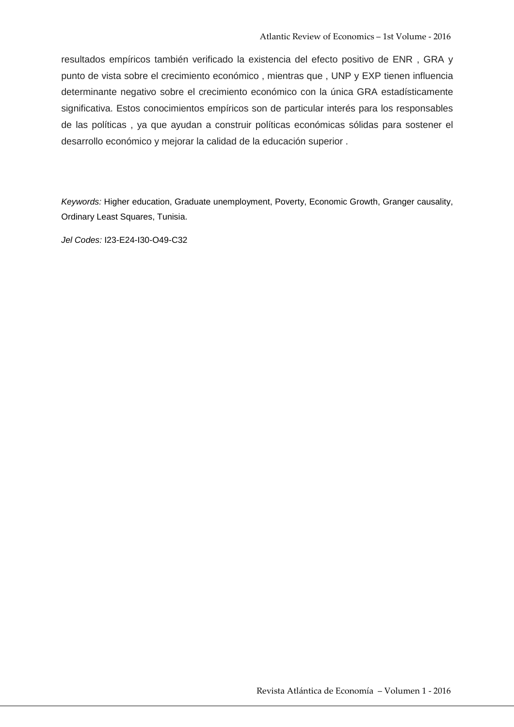resultados empíricos también verificado la existencia del efecto positivo de ENR , GRA y punto de vista sobre el crecimiento económico , mientras que , UNP y EXP tienen influencia determinante negativo sobre el crecimiento económico con la única GRA estadísticamente significativa. Estos conocimientos empíricos son de particular interés para los responsables de las políticas , ya que ayudan a construir políticas económicas sólidas para sostener el desarrollo económico y mejorar la calidad de la educación superior .

*Keywords:* Higher education, Graduate unemployment, Poverty, Economic Growth, Granger causality, Ordinary Least Squares, Tunisia.

*Jel Codes:* I23-E24-I30-O49-C32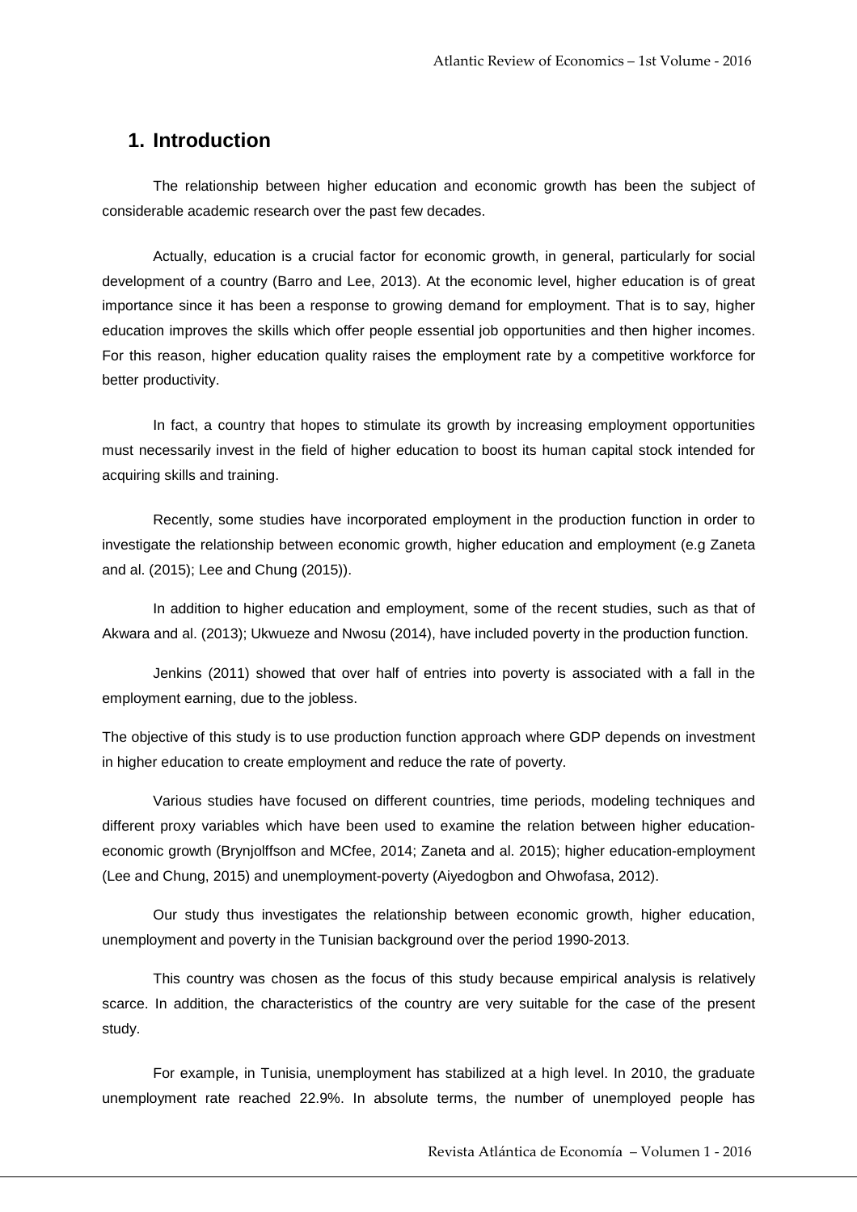## 1. Introduction

The relationship between higher education and economic growth has been the subject of considerable academic research over the past few decades.

Actually, education is a crucial factor for economic growth, in general, particularly for social development of a country (Barro and Lee, 2013). At the economic level, higher education is of great importance since it has been a response to growing demand for employment. That is to say, higher education improves the skills which offer people essential job opportunities and then higher incomes. For this reason, higher education quality raises the employment rate by a competitive workforce for better productivity.

In fact, a country that hopes to stimulate its growth by increasing employment opportunities must necessarily invest in the field of higher education to boost its human capital stock intended for acquiring skills and training.

Recently, some studies have incorporated employment in the production function in order to investigate the relationship between economic growth, higher education and employment (e.g Zaneta and al. (2015); Lee and Chung (2015)).

In addition to higher education and employment, some of the recent studies, such as that of Akwara and al. (2013); Ukwueze and Nwosu (2014), have included poverty in the production function.

Jenkins (2011) showed that over half of entries into poverty is associated with a fall in the employment earning, due to the jobless.

The objective of this study is to use production function approach where GDP depends on investment in higher education to create employment and reduce the rate of poverty.

Various studies have focused on different countries, time periods, modeling techniques and different proxy variables which have been used to examine the relation between higher education-economic growth (Brynjolffson and MCfee, 2014; Zaneta and al. 2015); higher education-employment (Lee and Chung, 2015) and unemployment-poverty (Aiyedogbon and Ohwofasa, 2012).

Our study thus investigates the relationship between economic growth, higher education, unemployment and poverty in the Tunisian background over the period 1990-2013.

This country was chosen as the focus of this study because empirical analysis is relatively scarce. In addition, the characteristics of the country are very suitable for the case of the present study.

For example, in Tunisia, unemployment has stabilized at a high level. In 2010, the graduate unemployment rate reached 22.9%. In absolute terms, the number of unemployed people has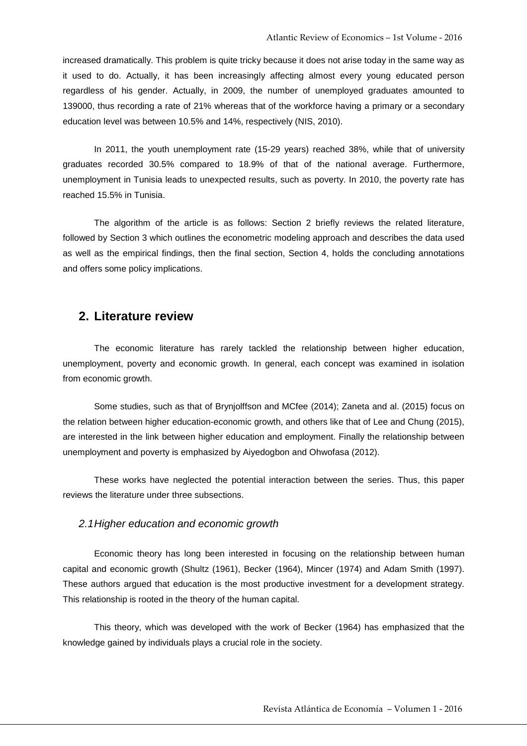increased dramatically. This problem is quite tricky because it does not arise today in the same way as it used to do. Actually, it has been increasingly affecting almost every young educated person regardless of his gender. Actually, in 2009, the number of unemployed graduates amounted to 139000, thus recording a rate of 21% whereas that of the workforce having a primary or a secondary education level was between 10.5% and 14%, respectively (NIS, 2010).

In 2011, the youth unemployment rate (15-29 years) reached 38%, while that of university graduates recorded 30.5% compared to 18.9% of that of the national average. Furthermore, unemployment in Tunisia leads to unexpected results, such as poverty. In 2010, the poverty rate has reached 15.5% in Tunisia.

The algorithm of the article is as follows: Section 2 briefly reviews the related literature, followed by Section 3 which outlines the econometric modeling approach and describes the data used as well as the empirical findings, then the final section, Section 4, holds the concluding annotations and offers some policy implications.

## 2. Literature review

The economic literature has rarely tackled the relationship between higher education, unemployment, poverty and economic growth. In general, each concept was examined in isolation from economic growth.

Some studies, such as that of Brynjolffson and MCfee (2014); Zaneta and al. (2015) focus on the relation between higher education-economic growth, and others like that of Lee and Chung (2015), are interested in the link between higher education and employment. Finally the relationship between unemployment and poverty is emphasized by Aiyedogbon and Ohwofasa (2012).

These works have neglected the potential interaction between the series. Thus, this paper reviews the literature under three subsections.

### *2.1 Higher education and economic growth*

Economic theory has long been interested in focusing on the relationship between human capital and economic growth (Shultz (1961), Becker (1964), Mincer (1974) and Adam Smith (1997). These authors argued that education is the most productive investment for a development strategy. This relationship is rooted in the theory of the human capital.

This theory, which was developed with the work of Becker (1964) has emphasized that the knowledge gained by individuals plays a crucial role in the society.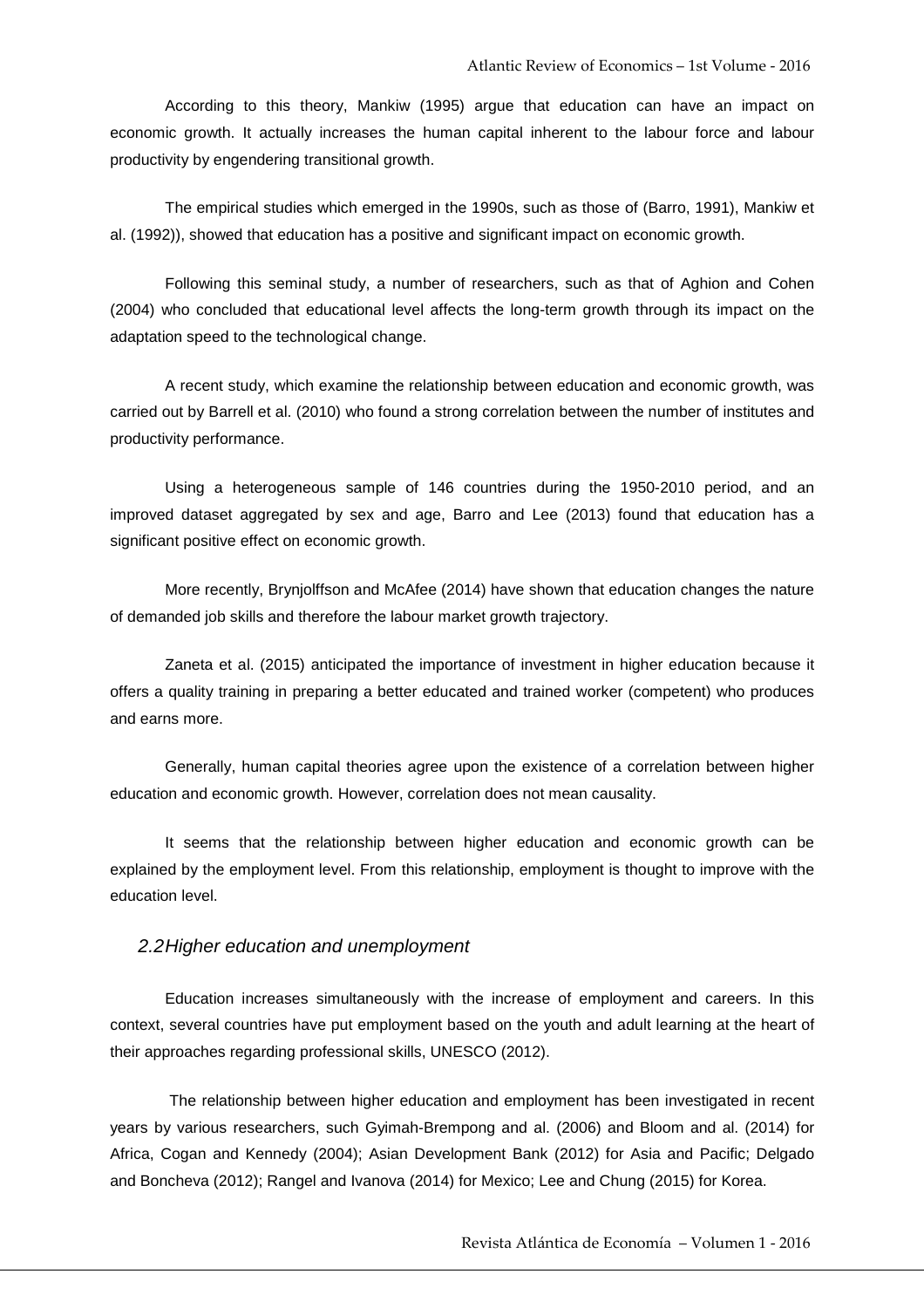According to this theory, Mankiw (1995) argue that education can have an impact on economic growth. It actually increases the human capital inherent to the labour force and labour productivity by engendering transitional growth.

The empirical studies which emerged in the 1990s, such as those of (Barro, 1991), Mankiw et al. (1992)), showed that education has a positive and significant impact on economic growth.

Following this seminal study, a number of researchers, such as that of Aghion and Cohen (2004) who concluded that educational level affects the long-term growth through its impact on the adaptation speed to the technological change.

A recent study, which examine the relationship between education and economic growth, was carried out by Barrell et al. (2010) who found a strong correlation between the number of institutes and productivity performance.

Using a heterogeneous sample of 146 countries during the 1950-2010 period, and an improved dataset aggregated by sex and age, Barro and Lee (2013) found that education has a significant positive effect on economic growth.

More recently, Brynjolffson and McAfee (2014) have shown that education changes the nature of demanded job skills and therefore the labour market growth trajectory.

Zaneta et al. (2015) anticipated the importance of investment in higher education because it offers a quality training in preparing a better educated and trained worker (competent) who produces and earns more.

Generally, human capital theories agree upon the existence of a correlation between higher education and economic growth. However, correlation does not mean causality.

It seems that the relationship between higher education and economic growth can be explained by the employment level. From this relationship, employment is thought to improve with the education level.

### *2.2 Higher education and unemployment*

Education increases simultaneously with the increase of employment and careers. In this context, several countries have put employment based on the youth and adult learning at the heart of their approaches regarding professional skills, UNESCO (2012).

The relationship between higher education and employment has been investigated in recent years by various researchers, such Gyimah-Brempong and al. (2006) and Bloom and al. (2014) for Africa, Cogan and Kennedy (2004); Asian Development Bank (2012) for Asia and Pacific; Delgado and Boncheva (2012); Rangel and Ivanova (2014) for Mexico; Lee and Chung (2015) for Korea.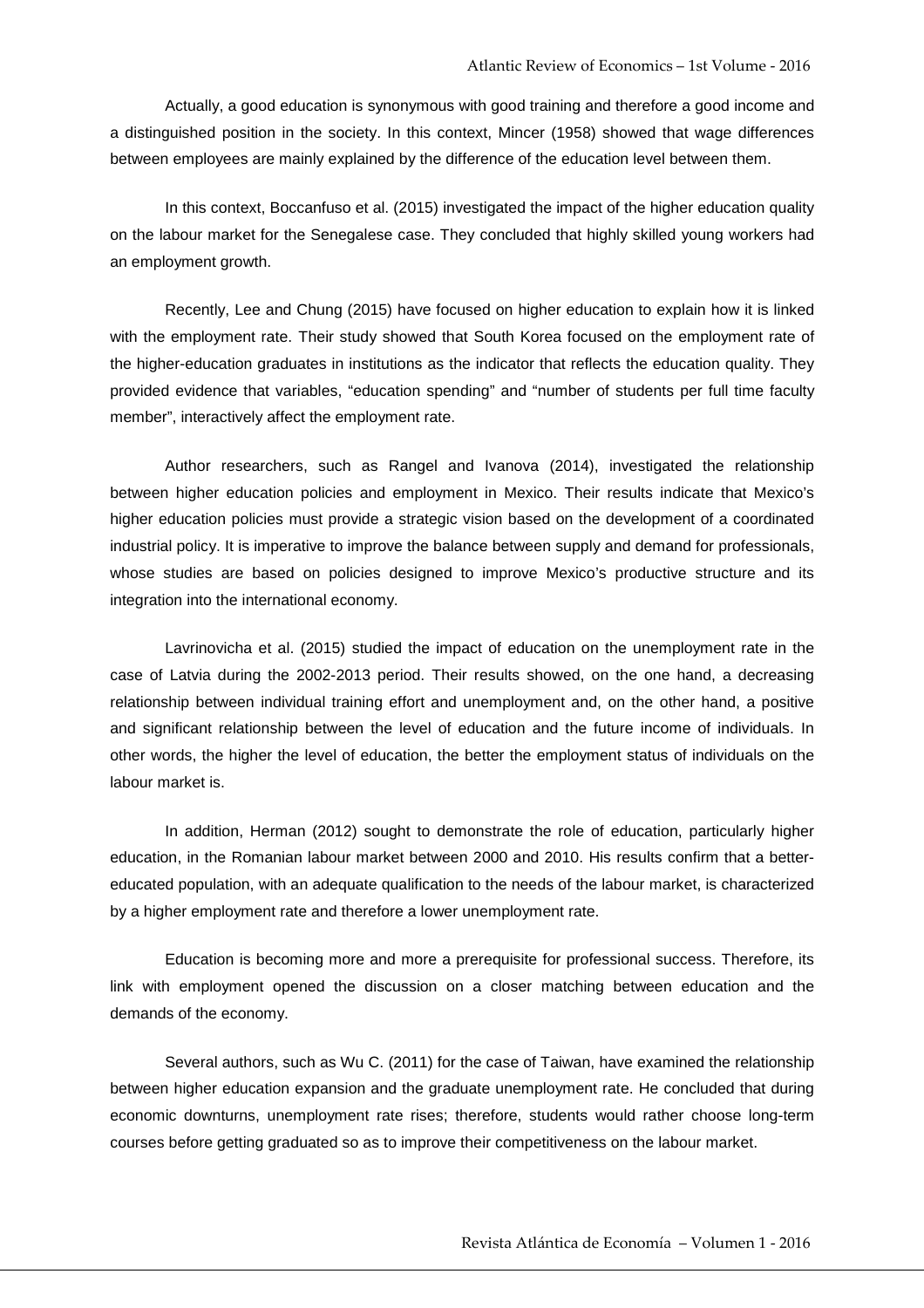Actually, a good education is synonymous with good training and therefore a good income and a distinguished position in the society. In this context, Mincer (1958) showed that wage differences between employees are mainly explained by the difference of the education level between them.

In this context, Boccanfuso et al. (2015) investigated the impact of the higher education quality on the labour market for the Senegalese case. They concluded that highly skilled young workers had an employment growth.

Recently, Lee and Chung (2015) have focused on higher education to explain how it is linked with the employment rate. Their study showed that South Korea focused on the employment rate of the higher-education graduates in institutions as the indicator that reflects the education quality. They provided evidence that variables, "education spending" and "number of students per full time faculty member", interactively affect the employment rate.

Author researchers, such as Rangel and Ivanova (2014), investigated the relationship between higher education policies and employment in Mexico. Their results indicate that Mexico's higher education policies must provide a strategic vision based on the development of a coordinated industrial policy. It is imperative to improve the balance between supply and demand for professionals, whose studies are based on policies designed to improve Mexico's productive structure and its integration into the international economy.

Lavrinovicha et al. (2015) studied the impact of education on the unemployment rate in the case of Latvia during the 2002-2013 period. Their results showed, on the one hand, a decreasing relationship between individual training effort and unemployment and, on the other hand, a positive and significant relationship between the level of education and the future income of individuals. In other words, the higher the level of education, the better the employment status of individuals on the labour market is.

In addition, Herman (2012) sought to demonstrate the role of education, particularly higher education, in the Romanian labour market between 2000 and 2010. His results confirm that a better-educated population, with an adequate qualification to the needs of the labour market, is characterized by a higher employment rate and therefore a lower unemployment rate.

Education is becoming more and more a prerequisite for professional success. Therefore, its link with employment opened the discussion on a closer matching between education and the demands of the economy.

Several authors, such as Wu C. (2011) for the case of Taiwan, have examined the relationship between higher education expansion and the graduate unemployment rate. He concluded that during economic downturns, unemployment rate rises; therefore, students would rather choose long-term courses before getting graduated so as to improve their competitiveness on the labour market.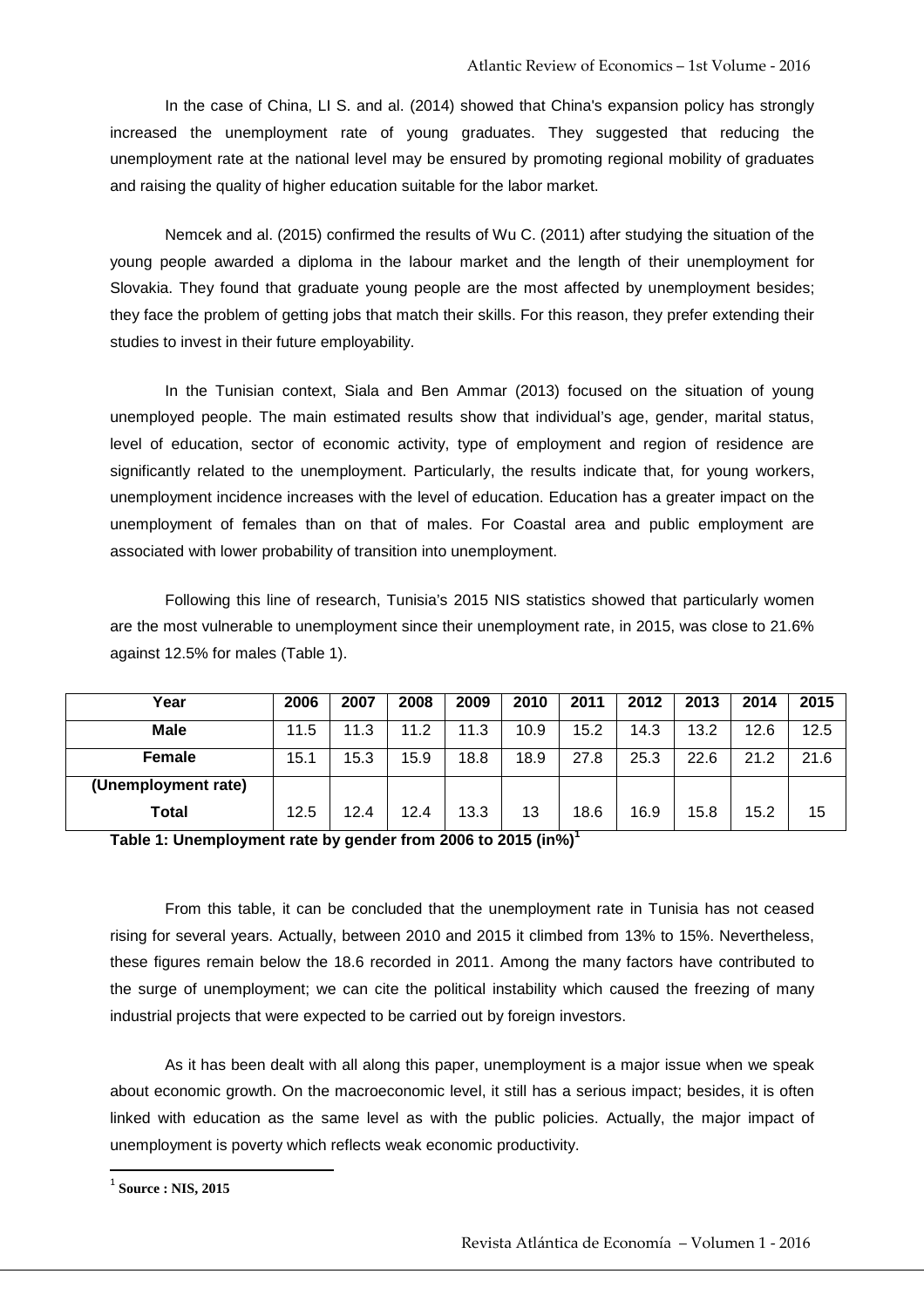In the case of China, LI S. and al. (2014) showed that China's expansion policy has strongly increased the unemployment rate of young graduates. They suggested that reducing the unemployment rate at the national level may be ensured by promoting regional mobility of graduates and raising the quality of higher education suitable for the labor market.

Nemcek and al. (2015) confirmed the results of Wu C. (2011) after studying the situation of the young people awarded a diploma in the labour market and the length of their unemployment for Slovakia. They found that graduate young people are the most affected by unemployment besides; they face the problem of getting jobs that match their skills. For this reason, they prefer extending their studies to invest in their future employability.

In the Tunisian context, Siala and Ben Ammar (2013) focused on the situation of young unemployed people. The main estimated results show that individual's age, gender, marital status, level of education, sector of economic activity, type of employment and region of residence are significantly related to the unemployment. Particularly, the results indicate that, for young workers, unemployment incidence increases with the level of education. Education has a greater impact on the unemployment of females than on that of males. For Coastal area and public employment are associated with lower probability of transition into unemployment.

Following this line of research, Tunisia's 2015 NIS statistics showed that particularly women are the most vulnerable to unemployment since their unemployment rate, in 2015, was close to 21.6% against 12.5% for males (Table 1).

| Year | 2006 | 2007 | 2008 | 2009 | 2010 | 2011 | 2012 | 2013 | 2014 | 2015 |
|---|---|---|---|---|---|---|---|---|---|---|
| **Male** | 11.5 | 11.3 | 11.2 | 11.3 | 10.9 | 15.2 | 14.3 | 13.2 | 12.6 | 12.5 |
| **Female** | 15.1 | 15.3 | 15.9 | 18.8 | 18.9 | 27.8 | 25.3 | 22.6 | 21.2 | 21.6 |
| **(Unemployment rate) Total** | 12.5 | 12.4 | 12.4 | 13.3 | 13 | 18.6 | 16.9 | 15.8 | 15.2 | 15 |

**Table 1: Unemployment rate by gender from 2006 to 2015 (in%)**[1]

From this table, it can be concluded that the unemployment rate in Tunisia has not ceased rising for several years. Actually, between 2010 and 2015 it climbed from 13% to 15%. Nevertheless, these figures remain below the 18.6 recorded in 2011. Among the many factors have contributed to the surge of unemployment; we can cite the political instability which caused the freezing of many industrial projects that were expected to be carried out by foreign investors.

As it has been dealt with all along this paper, unemployment is a major issue when we speak about economic growth. On the macroeconomic level, it still has a serious impact; besides, it is often linked with education as the same level as with the public policies. Actually, the major impact of unemployment is poverty which reflects weak economic productivity.

[1] **Source : NIS, 2015**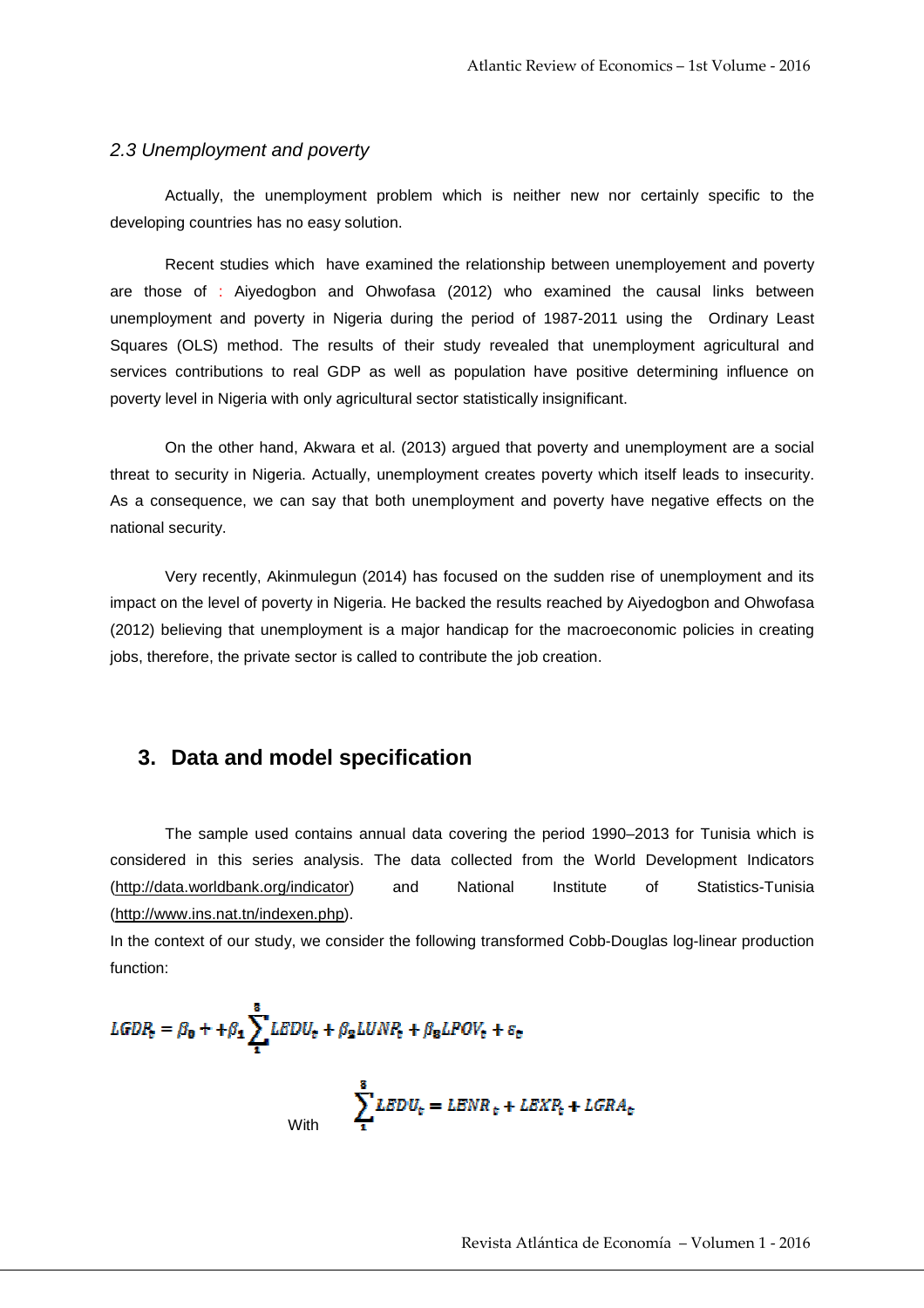### 2.3 Unemployment and poverty

Actually, the unemployment problem which is neither new nor certainly specific to the developing countries has no easy solution.

Recent studies which have examined the relationship between unemployement and poverty are those of : Aiyedogbon and Ohwofasa (2012) who examined the causal links between unemployment and poverty in Nigeria during the period of 1987-2011 using the Ordinary Least Squares (OLS) method. The results of their study revealed that unemployment agricultural and services contributions to real GDP as well as population have positive determining influence on poverty level in Nigeria with only agricultural sector statistically insignificant.

On the other hand, Akwara et al. (2013) argued that poverty and unemployment are a social threat to security in Nigeria. Actually, unemployment creates poverty which itself leads to insecurity. As a consequence, we can say that both unemployment and poverty have negative effects on the national security.

Very recently, Akinmulegun (2014) has focused on the sudden rise of unemployment and its impact on the level of poverty in Nigeria. He backed the results reached by Aiyedogbon and Ohwofasa (2012) believing that unemployment is a major handicap for the macroeconomic policies in creating jobs, therefore, the private sector is called to contribute the job creation.

## 3. Data and model specification

The sample used contains annual data covering the period 1990–2013 for Tunisia which is considered in this series analysis. The data collected from the World Development Indicators (http://data.worldbank.org/indicator) and National Institute of Statistics-Tunisia (http://www.ins.nat.tn/indexen.php).

In the context of our study, we consider the following transformed Cobb-Douglas log-linear production function:

$$LGDP_t = \beta_0 + +\beta_1 \sum_{1}^{3} LEDU_t + \beta_2 LUNR_t + \beta_3 LPOV_t + \varepsilon_t$$

With $$\sum_{1}^{3} LEDU_t = LENR_t + LEXP_t + LGRA_t$$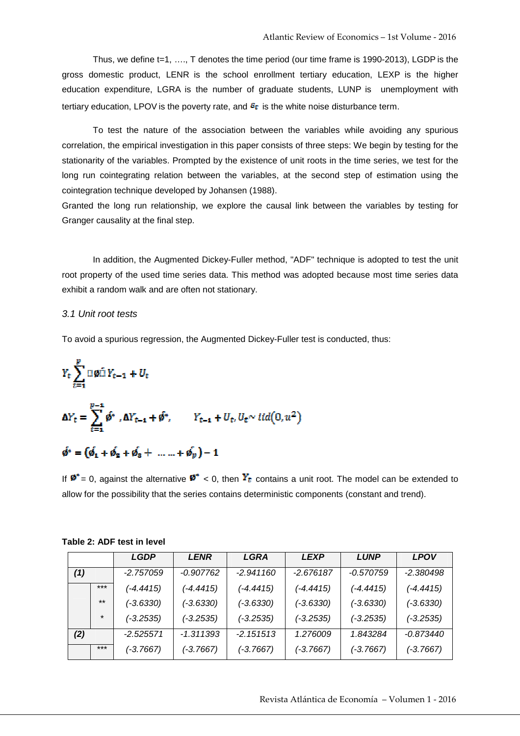Thus, we define t=1, …., T denotes the time period (our time frame is 1990-2013), LGDP is the gross domestic product, LENR is the school enrollment tertiary education, LEXP is the higher education expenditure, LGRA is the number of graduate students, LUNP is unemployment with tertiary education, LPOV is the poverty rate, and $\varepsilon_t$ is the white noise disturbance term.

To test the nature of the association between the variables while avoiding any spurious correlation, the empirical investigation in this paper consists of three steps: We begin by testing for the stationarity of the variables. Prompted by the existence of unit roots in the time series, we test for the long run cointegrating relation between the variables, at the second step of estimation using the cointegration technique developed by Johansen (1988).

Granted the long run relationship, we explore the causal link between the variables by testing for Granger causality at the final step.

In addition, the Augmented Dickey-Fuller method, "ADF" technique is adopted to test the unit root property of the used time series data. This method was adopted because most time series data exhibit a random walk and are often not stationary.

*3.1 Unit root tests*

To avoid a spurious regression, the Augmented Dickey-Fuller test is conducted, thus:

$$Y_t \sum_{i=1}^{p} \phi_i Y_{t-1} + U_t$$

$$\Delta Y_t = \sum_{i=1}^{p-1} \phi_i^{*} \, \Delta Y_{t-1} + \phi^{*}, \qquad Y_{t-1} + U_t, U_t \sim iid(0, u^2)$$

$$\phi^{*} = (\phi_1 + \phi_2 + \phi_3 + \ldots\ldots + \phi_p) - 1$$

If $\phi^{*} = 0$, against the alternative $\phi^{*} < 0$, then $Y_t$ contains a unit root. The model can be extended to allow for the possibility that the series contains deterministic components (constant and trend).

**Table 2: ADF test in level**

| | | *LGDP* | *LENR* | *LGRA* | *LEXP* | *LUNP* | *LPOV* |
|---|---|---|---|---|---|---|---|
| ***(1)*** | | *-2.757059* | *-0.907762* | *-2.941160* | *-2.676187* | *-0.570759* | *-2.380498* |
| | *** | *(-4.4415)* | *(-4.4415)* | *(-4.4415)* | *(-4.4415)* | *(-4.4415)* | *(-4.4415)* |
| | ** | *(-3.6330)* | *(-3.6330)* | *(-3.6330)* | *(-3.6330)* | *(-3.6330)* | *(-3.6330)* |
| | * | *(-3.2535)* | *(-3.2535)* | *(-3.2535)* | *(-3.2535)* | *(-3.2535)* | *(-3.2535)* |
| ***(2)*** | | *-2.525571* | *-1.311393* | *-2.151513* | *1.276009* | *1.843284* | *-0.873440* |
| | *** | *(-3.7667)* | *(-3.7667)* | *(-3.7667)* | *(-3.7667)* | *(-3.7667)* | *(-3.7667)* |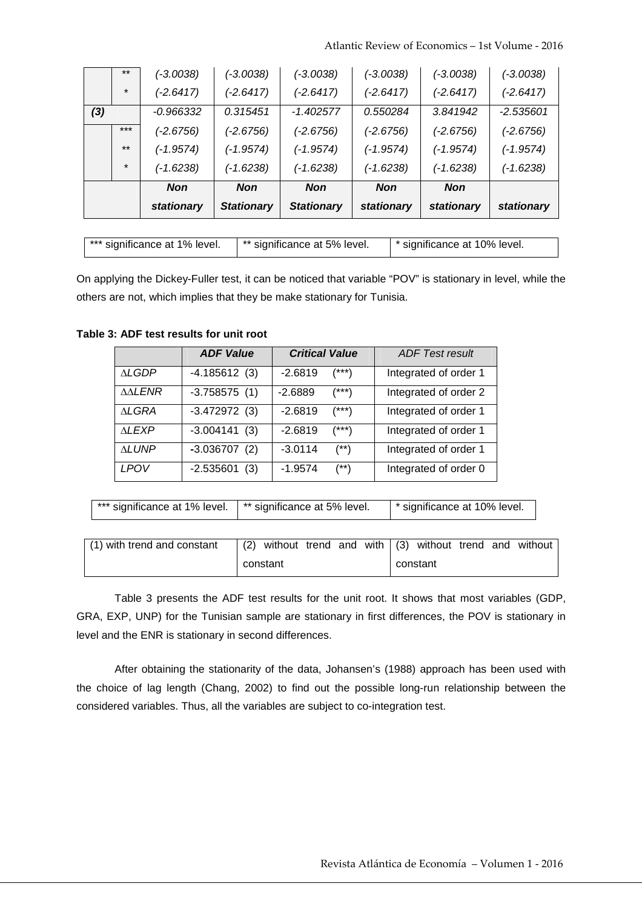| | | | | | | | |
|---|---|---|---|---|---|---|---|
| | ** | (-3.0038) | (-3.0038) | (-3.0038) | (-3.0038) | (-3.0038) | (-3.0038) |
| | * | (-2.6417) | (-2.6417) | (-2.6417) | (-2.6417) | (-2.6417) | (-2.6417) |
| **(3)** | | -0.966332 | 0.315451 | -1.402577 | 0.550284 | 3.841942 | -2.535601 |
| | *** | (-2.6756) | (-2.6756) | (-2.6756) | (-2.6756) | (-2.6756) | (-2.6756) |
| | ** | (-1.9574) | (-1.9574) | (-1.9574) | (-1.9574) | (-1.9574) | (-1.9574) |
| | * | (-1.6238) | (-1.6238) | (-1.6238) | (-1.6238) | (-1.6238) | (-1.6238) |
| | | ***Non stationary*** | ***Non Stationary*** | ***Non Stationary*** | ***Non stationary*** | ***Non stationary*** | ***stationary*** |

| *** significance at 1% level. | ** significance at 5% level. | * significance at 10% level. |
|---|---|---|

On applying the Dickey-Fuller test, it can be noticed that variable "POV" is stationary in level, while the others are not, which implies that they be make stationary for Tunisia.

**Table 3: ADF test results for unit root**

| | *ADF Value* | *Critical Value* | *ADF Test result* |
|---|---|---|---|
| $\Delta$*LGDP* | -4.185612 (3) | -2.6819 (***) | Integrated of order 1 |
| $\Delta\Delta$*LENR* | -3.758575 (1) | -2.6889 (***) | Integrated of order 2 |
| $\Delta$*LGRA* | -3.472972 (3) | -2.6819 (***) | Integrated of order 1 |
| $\Delta$*LEXP* | -3.004141 (3) | -2.6819 (***) | Integrated of order 1 |
| $\Delta$*LUNP* | -3.036707 (2) | -3.0114 (**) | Integrated of order 1 |
| *LPOV* | -2.535601 (3) | -1.9574 (**) | Integrated of order 0 |

| *** significance at 1% level. | ** significance at 5% level. | * significance at 10% level. |
|---|---|---|

| (1) with trend and constant | (2) without trend and with constant | (3) without trend and without constant |
|---|---|---|

Table 3 presents the ADF test results for the unit root. It shows that most variables (GDP, GRA, EXP, UNP) for the Tunisian sample are stationary in first differences, the POV is stationary in level and the ENR is stationary in second differences.

After obtaining the stationarity of the data, Johansen's (1988) approach has been used with the choice of lag length (Chang, 2002) to find out the possible long-run relationship between the considered variables. Thus, all the variables are subject to co-integration test.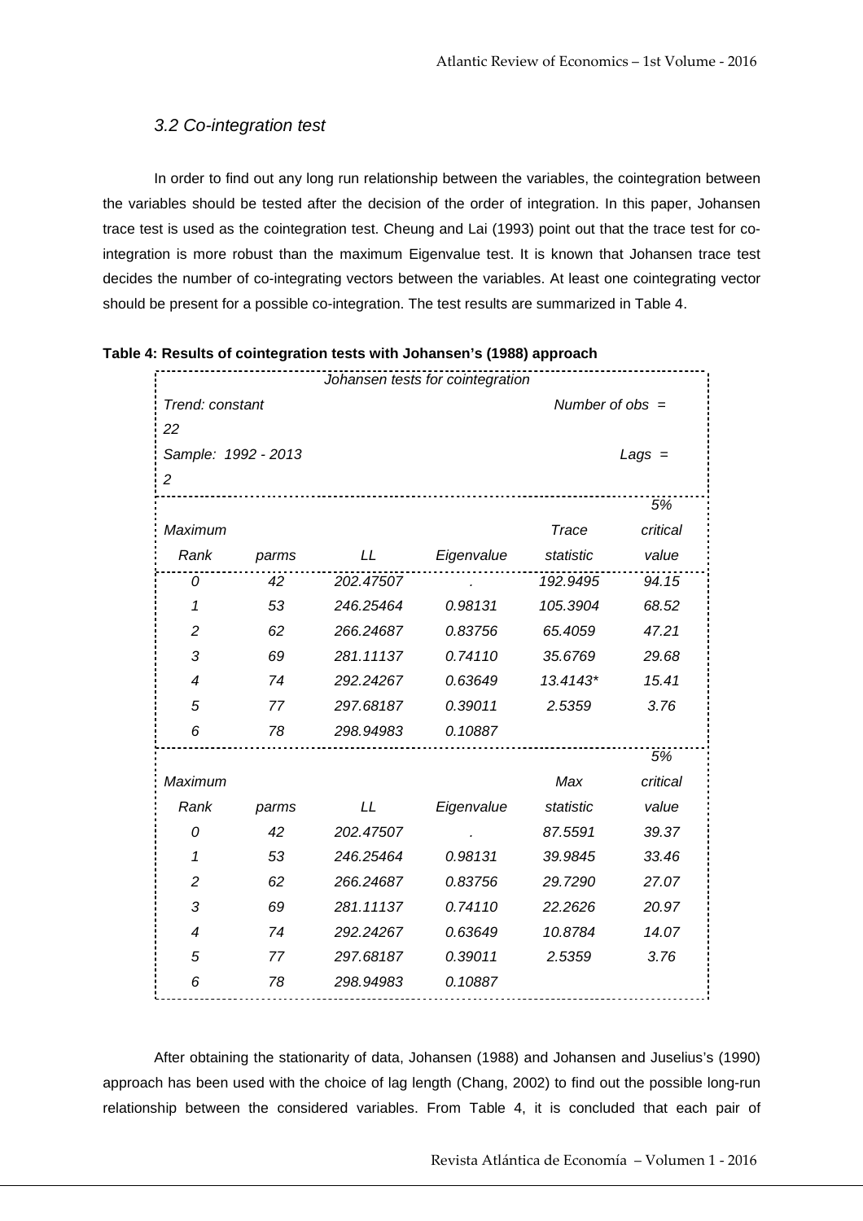### 3.2 Co-integration test

In order to find out any long run relationship between the variables, the cointegration between the variables should be tested after the decision of the order of integration. In this paper, Johansen trace test is used as the cointegration test. Cheung and Lai (1993) point out that the trace test for co-integration is more robust than the maximum Eigenvalue test. It is known that Johansen trace test decides the number of co-integrating vectors between the variables. At least one cointegrating vector should be present for a possible co-integration. The test results are summarized in Table 4.

**Table 4: Results of cointegration tests with Johansen's (1988) approach**

*Johansen tests for cointegration*

*Trend: constant* | *Number of obs = 22*

*Sample: 1992 - 2013* | *Lags = 2*

| *Maximum Rank* | *parms* | *LL* | *Eigenvalue* | *Trace statistic* | *5% critical value* |
|---|---|---|---|---|---|
| *0* | *42* | *202.47507* | *.* | *192.9495* | *94.15* |
| *1* | *53* | *246.25464* | *0.98131* | *105.3904* | *68.52* |
| *2* | *62* | *266.24687* | *0.83756* | *65.4059* | *47.21* |
| *3* | *69* | *281.11137* | *0.74110* | *35.6769* | *29.68* |
| *4* | *74* | *292.24267* | *0.63649* | *13.4143** | *15.41* |
| *5* | *77* | *297.68187* | *0.39011* | *2.5359* | *3.76* |
| *6* | *78* | *298.94983* | *0.10887* | | |

| *Maximum Rank* | *parms* | *LL* | *Eigenvalue* | *Max statistic* | *5% critical value* |
|---|---|---|---|---|---|
| *0* | *42* | *202.47507* | *.* | *87.5591* | *39.37* |
| *1* | *53* | *246.25464* | *0.98131* | *39.9845* | *33.46* |
| *2* | *62* | *266.24687* | *0.83756* | *29.7290* | *27.07* |
| *3* | *69* | *281.11137* | *0.74110* | *22.2626* | *20.97* |
| *4* | *74* | *292.24267* | *0.63649* | *10.8784* | *14.07* |
| *5* | *77* | *297.68187* | *0.39011* | *2.5359* | *3.76* |
| *6* | *78* | *298.94983* | *0.10887* | | |

After obtaining the stationarity of data, Johansen (1988) and Johansen and Juselius's (1990) approach has been used with the choice of lag length (Chang, 2002) to find out the possible long-run relationship between the considered variables. From Table 4, it is concluded that each pair of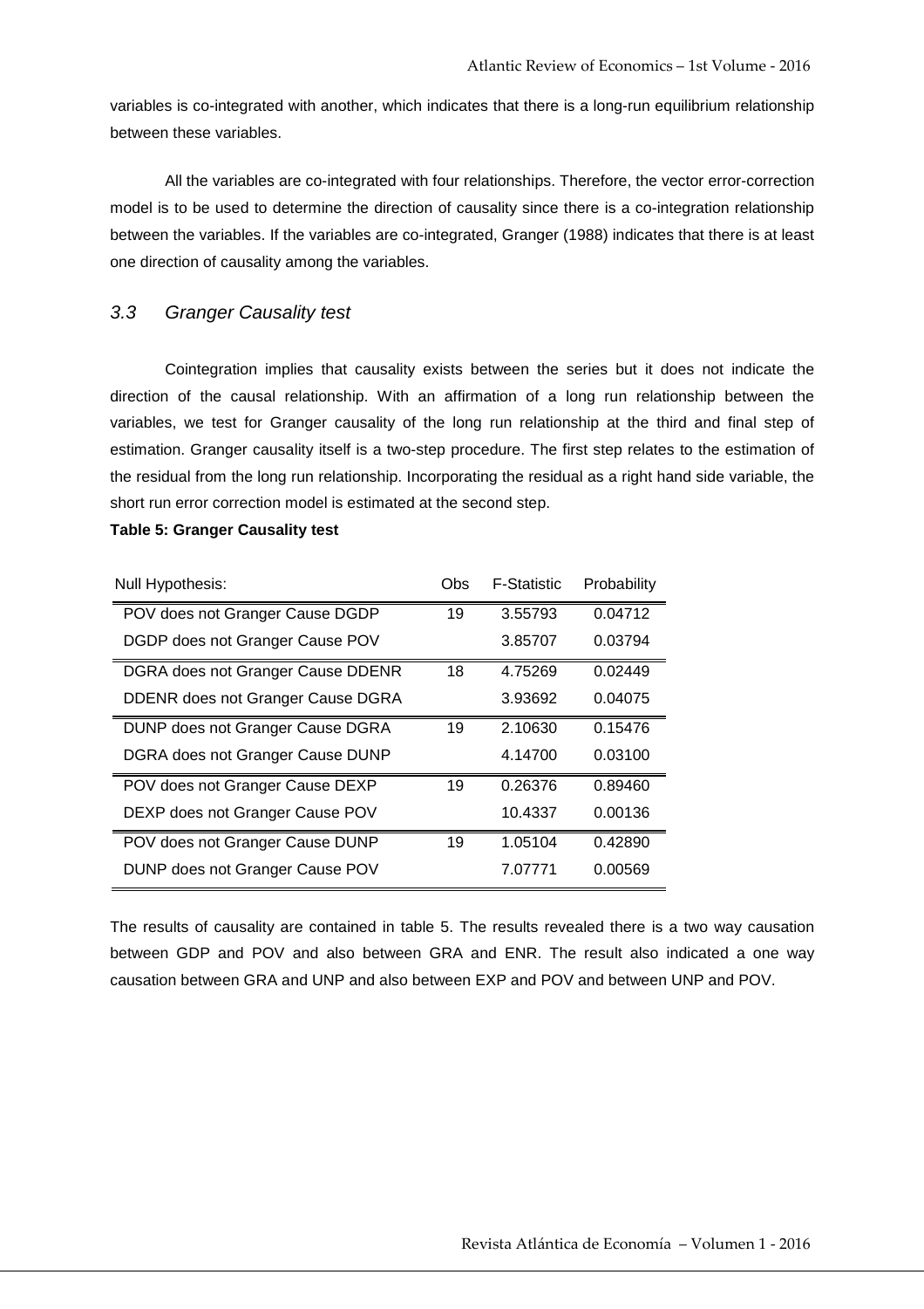variables is co-integrated with another, which indicates that there is a long-run equilibrium relationship between these variables.

All the variables are co-integrated with four relationships. Therefore, the vector error-correction model is to be used to determine the direction of causality since there is a co-integration relationship between the variables. If the variables are co-integrated, Granger (1988) indicates that there is at least one direction of causality among the variables.

### *3.3 Granger Causality test*

Cointegration implies that causality exists between the series but it does not indicate the direction of the causal relationship. With an affirmation of a long run relationship between the variables, we test for Granger causality of the long run relationship at the third and final step of estimation. Granger causality itself is a two-step procedure. The first step relates to the estimation of the residual from the long run relationship. Incorporating the residual as a right hand side variable, the short run error correction model is estimated at the second step.

**Table 5: Granger Causality test**

| Null Hypothesis: | Obs | F-Statistic | Probability |
|---|---|---|---|
| POV does not Granger Cause DGDP | 19 | 3.55793 | 0.04712 |
| DGDP does not Granger Cause POV | | 3.85707 | 0.03794 |
| DGRA does not Granger Cause DDENR | 18 | 4.75269 | 0.02449 |
| DDENR does not Granger Cause DGRA | | 3.93692 | 0.04075 |
| DUNP does not Granger Cause DGRA | 19 | 2.10630 | 0.15476 |
| DGRA does not Granger Cause DUNP | | 4.14700 | 0.03100 |
| POV does not Granger Cause DEXP | 19 | 0.26376 | 0.89460 |
| DEXP does not Granger Cause POV | | 10.4337 | 0.00136 |
| POV does not Granger Cause DUNP | 19 | 1.05104 | 0.42890 |
| DUNP does not Granger Cause POV | | 7.07771 | 0.00569 |

The results of causality are contained in table 5. The results revealed there is a two way causation between GDP and POV and also between GRA and ENR. The result also indicated a one way causation between GRA and UNP and also between EXP and POV and between UNP and POV.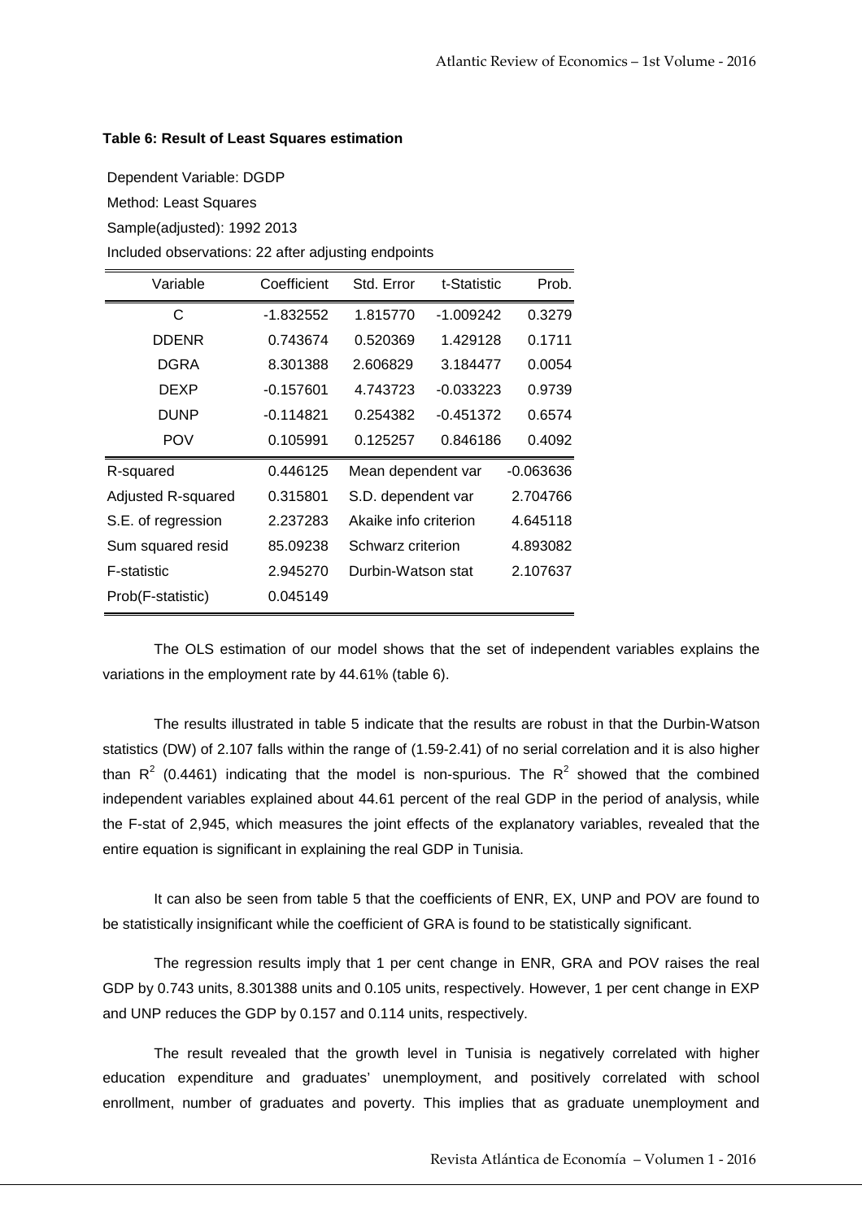**Table 6: Result of Least Squares estimation**

Dependent Variable: DGDP

Method: Least Squares

Sample(adjusted): 1992 2013

Included observations: 22 after adjusting endpoints

| Variable | Coefficient | Std. Error | t-Statistic | Prob. |
|---|---|---|---|---|
| C | -1.832552 | 1.815770 | -1.009242 | 0.3279 |
| DDENR | 0.743674 | 0.520369 | 1.429128 | 0.1711 |
| DGRA | 8.301388 | 2.606829 | 3.184477 | 0.0054 |
| DEXP | -0.157601 | 4.743723 | -0.033223 | 0.9739 |
| DUNP | -0.114821 | 0.254382 | -0.451372 | 0.6574 |
| POV | 0.105991 | 0.125257 | 0.846186 | 0.4092 |
| R-squared | 0.446125 | Mean dependent var | | -0.063636 |
| Adjusted R-squared | 0.315801 | S.D. dependent var | | 2.704766 |
| S.E. of regression | 2.237283 | Akaike info criterion | | 4.645118 |
| Sum squared resid | 85.09238 | Schwarz criterion | | 4.893082 |
| F-statistic | 2.945270 | Durbin-Watson stat | | 2.107637 |
| Prob(F-statistic) | 0.045149 | | | |

The OLS estimation of our model shows that the set of independent variables explains the variations in the employment rate by 44.61% (table 6).

The results illustrated in table 5 indicate that the results are robust in that the Durbin-Watson statistics (DW) of 2.107 falls within the range of (1.59-2.41) of no serial correlation and it is also higher than $R^2$ (0.4461) indicating that the model is non-spurious. The $R^2$ showed that the combined independent variables explained about 44.61 percent of the real GDP in the period of analysis, while the F-stat of 2,945, which measures the joint effects of the explanatory variables, revealed that the entire equation is significant in explaining the real GDP in Tunisia.

It can also be seen from table 5 that the coefficients of ENR, EX, UNP and POV are found to be statistically insignificant while the coefficient of GRA is found to be statistically significant.

The regression results imply that 1 per cent change in ENR, GRA and POV raises the real GDP by 0.743 units, 8.301388 units and 0.105 units, respectively. However, 1 per cent change in EXP and UNP reduces the GDP by 0.157 and 0.114 units, respectively.

The result revealed that the growth level in Tunisia is negatively correlated with higher education expenditure and graduates' unemployment, and positively correlated with school enrollment, number of graduates and poverty. This implies that as graduate unemployment and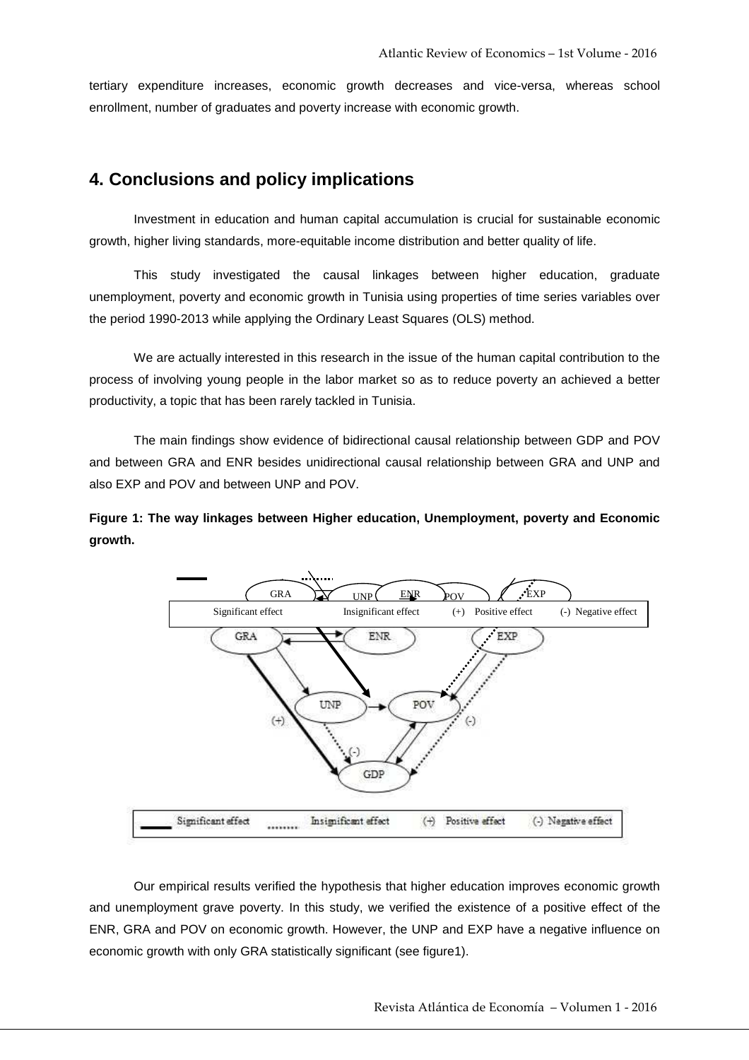tertiary expenditure increases, economic growth decreases and vice-versa, whereas school enrollment, number of graduates and poverty increase with economic growth.

## 4. Conclusions and policy implications

Investment in education and human capital accumulation is crucial for sustainable economic growth, higher living standards, more-equitable income distribution and better quality of life.

This study investigated the causal linkages between higher education, graduate unemployment, poverty and economic growth in Tunisia using properties of time series variables over the period 1990-2013 while applying the Ordinary Least Squares (OLS) method.

We are actually interested in this research in the issue of the human capital contribution to the process of involving young people in the labor market so as to reduce poverty an achieved a better productivity, a topic that has been rarely tackled in Tunisia.

The main findings show evidence of bidirectional causal relationship between GDP and POV and between GRA and ENR besides unidirectional causal relationship between GRA and UNP and also EXP and POV and between UNP and POV.

**Figure 1: The way linkages between Higher education, Unemployment, poverty and Economic growth.**

Our empirical results verified the hypothesis that higher education improves economic growth and unemployment grave poverty. In this study, we verified the existence of a positive effect of the ENR, GRA and POV on economic growth. However, the UNP and EXP have a negative influence on economic growth with only GRA statistically significant (see figure1).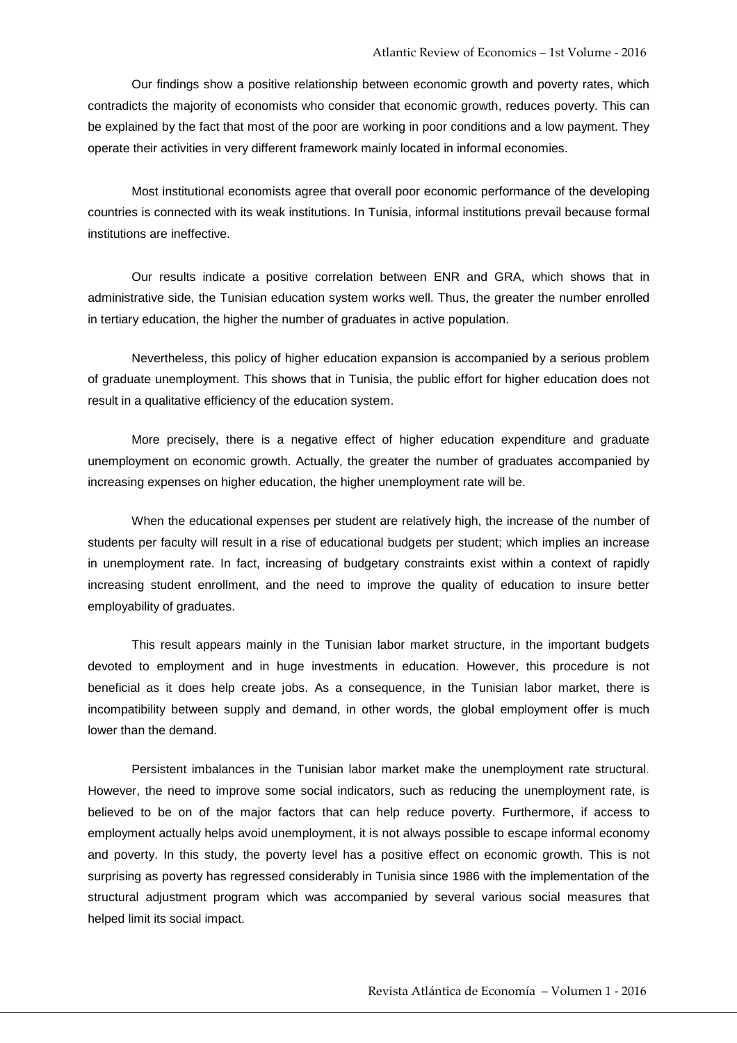Our findings show a positive relationship between economic growth and poverty rates, which contradicts the majority of economists who consider that economic growth, reduces poverty. This can be explained by the fact that most of the poor are working in poor conditions and a low payment. They operate their activities in very different framework mainly located in informal economies.

Most institutional economists agree that overall poor economic performance of the developing countries is connected with its weak institutions. In Tunisia, informal institutions prevail because formal institutions are ineffective.

Our results indicate a positive correlation between ENR and GRA, which shows that in administrative side, the Tunisian education system works well. Thus, the greater the number enrolled in tertiary education, the higher the number of graduates in active population.

Nevertheless, this policy of higher education expansion is accompanied by a serious problem of graduate unemployment. This shows that in Tunisia, the public effort for higher education does not result in a qualitative efficiency of the education system.

More precisely, there is a negative effect of higher education expenditure and graduate unemployment on economic growth. Actually, the greater the number of graduates accompanied by increasing expenses on higher education, the higher unemployment rate will be.

When the educational expenses per student are relatively high, the increase of the number of students per faculty will result in a rise of educational budgets per student; which implies an increase in unemployment rate. In fact, increasing of budgetary constraints exist within a context of rapidly increasing student enrollment, and the need to improve the quality of education to insure better employability of graduates.

This result appears mainly in the Tunisian labor market structure, in the important budgets devoted to employment and in huge investments in education. However, this procedure is not beneficial as it does help create jobs. As a consequence, in the Tunisian labor market, there is incompatibility between supply and demand, in other words, the global employment offer is much lower than the demand.

Persistent imbalances in the Tunisian labor market make the unemployment rate structural. However, the need to improve some social indicators, such as reducing the unemployment rate, is believed to be on of the major factors that can help reduce poverty. Furthermore, if access to employment actually helps avoid unemployment, it is not always possible to escape informal economy and poverty. In this study, the poverty level has a positive effect on economic growth. This is not surprising as poverty has regressed considerably in Tunisia since 1986 with the implementation of the structural adjustment program which was accompanied by several various social measures that helped limit its social impact.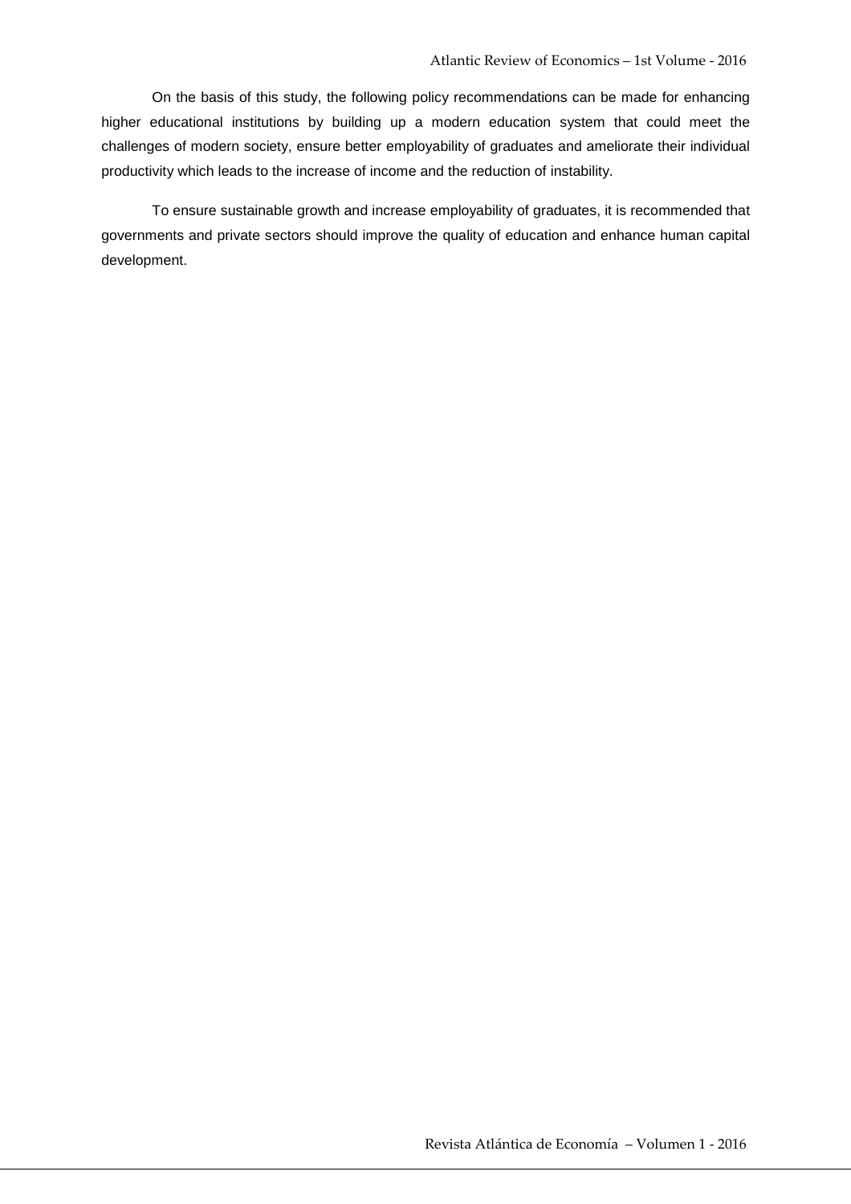On the basis of this study, the following policy recommendations can be made for enhancing higher educational institutions by building up a modern education system that could meet the challenges of modern society, ensure better employability of graduates and ameliorate their individual productivity which leads to the increase of income and the reduction of instability.

To ensure sustainable growth and increase employability of graduates, it is recommended that governments and private sectors should improve the quality of education and enhance human capital development.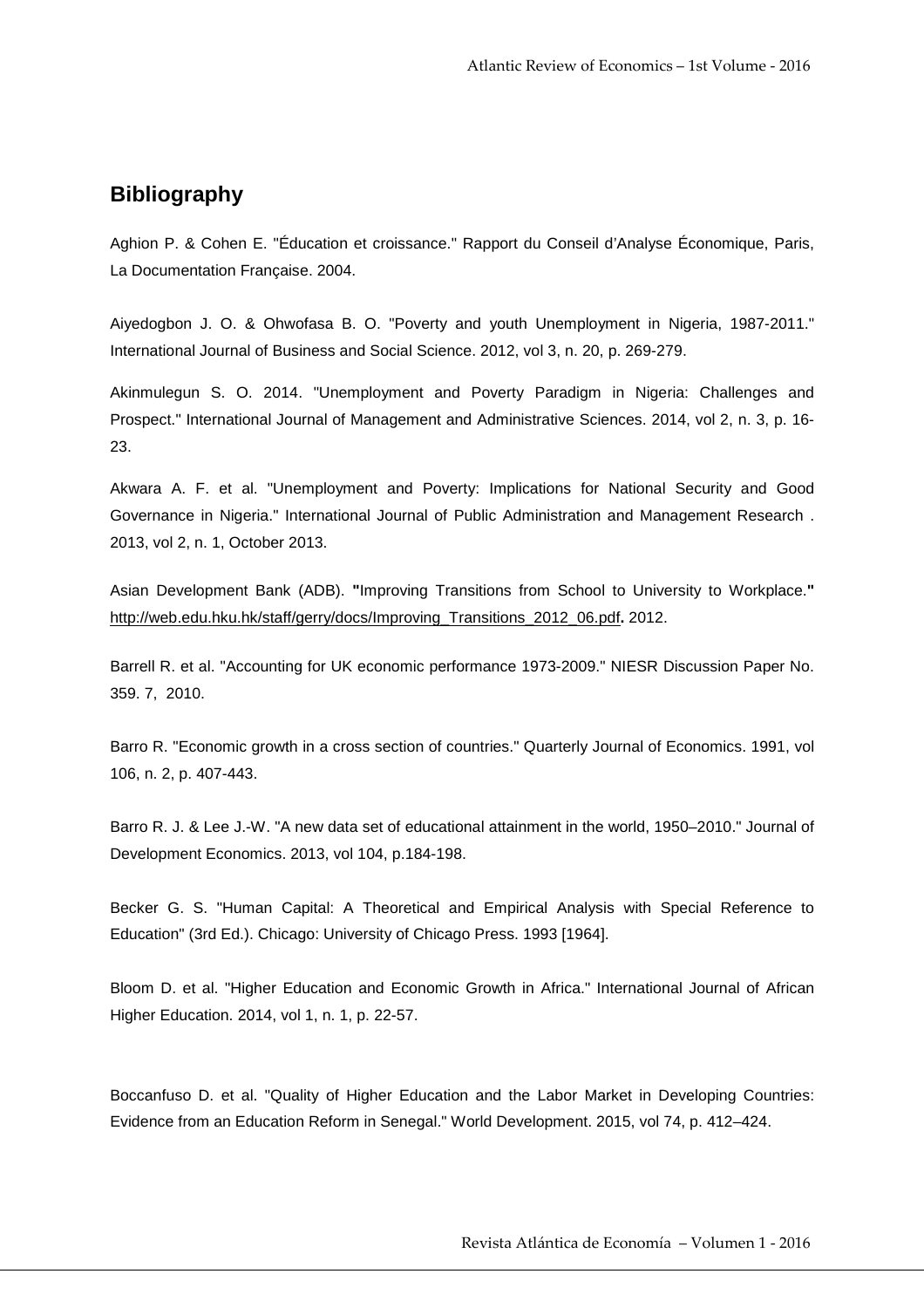## Bibliography

Aghion P. & Cohen E. "Éducation et croissance." Rapport du Conseil d'Analyse Économique, Paris, La Documentation Française. 2004.

Aiyedogbon J. O. & Ohwofasa B. O. "Poverty and youth Unemployment in Nigeria, 1987-2011." International Journal of Business and Social Science. 2012, vol 3, n. 20, p. 269-279.

Akinmulegun S. O. 2014. "Unemployment and Poverty Paradigm in Nigeria: Challenges and Prospect." International Journal of Management and Administrative Sciences. 2014, vol 2, n. 3, p. 16-23.

Akwara A. F. et al. "Unemployment and Poverty: Implications for National Security and Good Governance in Nigeria." International Journal of Public Administration and Management Research . 2013, vol 2, n. 1, October 2013.

Asian Development Bank (ADB). **"**Improving Transitions from School to University to Workplace.**"** http://web.edu.hku.hk/staff/gerry/docs/Improving_Transitions_2012_06.pdf**.** 2012.

Barrell R. et al. "Accounting for UK economic performance 1973-2009." NIESR Discussion Paper No. 359. 7, 2010.

Barro R. "Economic growth in a cross section of countries." Quarterly Journal of Economics. 1991, vol 106, n. 2, p. 407-443.

Barro R. J. & Lee J.-W. "A new data set of educational attainment in the world, 1950–2010." Journal of Development Economics. 2013, vol 104, p.184-198.

Becker G. S. "Human Capital: A Theoretical and Empirical Analysis with Special Reference to Education" (3rd Ed.). Chicago: University of Chicago Press. 1993 [1964].

Bloom D. et al. "Higher Education and Economic Growth in Africa." International Journal of African Higher Education. 2014, vol 1, n. 1, p. 22-57.

Boccanfuso D. et al. "Quality of Higher Education and the Labor Market in Developing Countries: Evidence from an Education Reform in Senegal." World Development. 2015, vol 74, p. 412–424.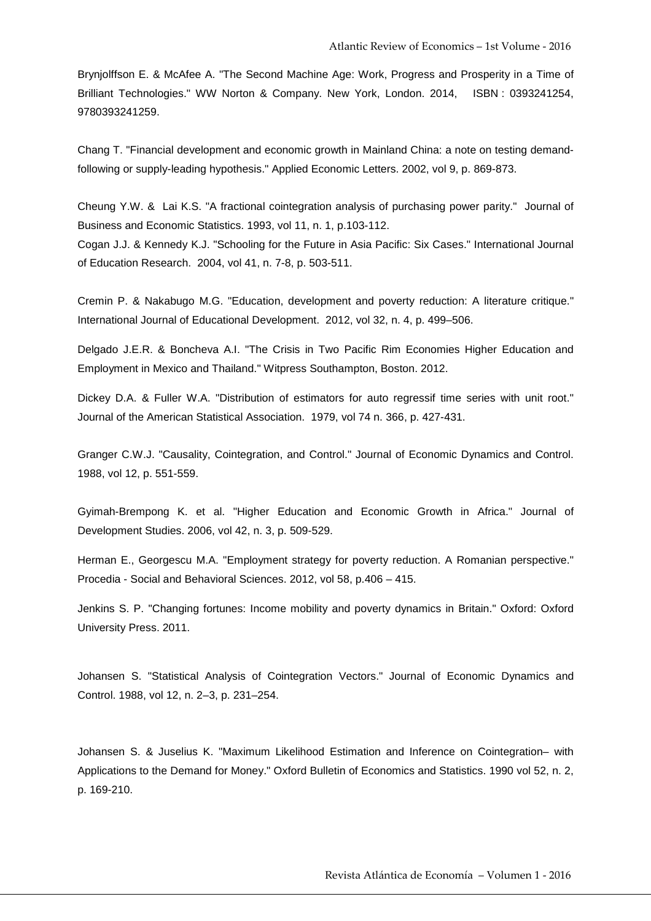Brynjolffson E. & McAfee A. "The Second Machine Age: Work, Progress and Prosperity in a Time of Brilliant Technologies." WW Norton & Company. New York, London. 2014, ISBN : 0393241254, 9780393241259.

Chang T. "Financial development and economic growth in Mainland China: a note on testing demand-following or supply-leading hypothesis." Applied Economic Letters. 2002, vol 9, p. 869-873.

Cheung Y.W. & Lai K.S. "A fractional cointegration analysis of purchasing power parity." Journal of Business and Economic Statistics. 1993, vol 11, n. 1, p.103-112.

Cogan J.J. & Kennedy K.J. "Schooling for the Future in Asia Pacific: Six Cases." International Journal of Education Research. 2004, vol 41, n. 7-8, p. 503-511.

Cremin P. & Nakabugo M.G. "Education, development and poverty reduction: A literature critique." International Journal of Educational Development. 2012, vol 32, n. 4, p. 499–506.

Delgado J.E.R. & Boncheva A.I. "The Crisis in Two Pacific Rim Economies Higher Education and Employment in Mexico and Thailand." Witpress Southampton, Boston. 2012.

Dickey D.A. & Fuller W.A. "Distribution of estimators for auto regressif time series with unit root." Journal of the American Statistical Association. 1979, vol 74 n. 366, p. 427-431.

Granger C.W.J. "Causality, Cointegration, and Control." Journal of Economic Dynamics and Control. 1988, vol 12, p. 551-559.

Gyimah-Brempong K. et al. "Higher Education and Economic Growth in Africa." Journal of Development Studies. 2006, vol 42, n. 3, p. 509-529.

Herman E., Georgescu M.A. "Employment strategy for poverty reduction. A Romanian perspective." Procedia - Social and Behavioral Sciences. 2012, vol 58, p.406 – 415.

Jenkins S. P. "Changing fortunes: Income mobility and poverty dynamics in Britain." Oxford: Oxford University Press. 2011.

Johansen S. "Statistical Analysis of Cointegration Vectors." Journal of Economic Dynamics and Control. 1988, vol 12, n. 2–3, p. 231–254.

Johansen S. & Juselius K. "Maximum Likelihood Estimation and Inference on Cointegration– with Applications to the Demand for Money." Oxford Bulletin of Economics and Statistics. 1990 vol 52, n. 2, p. 169-210.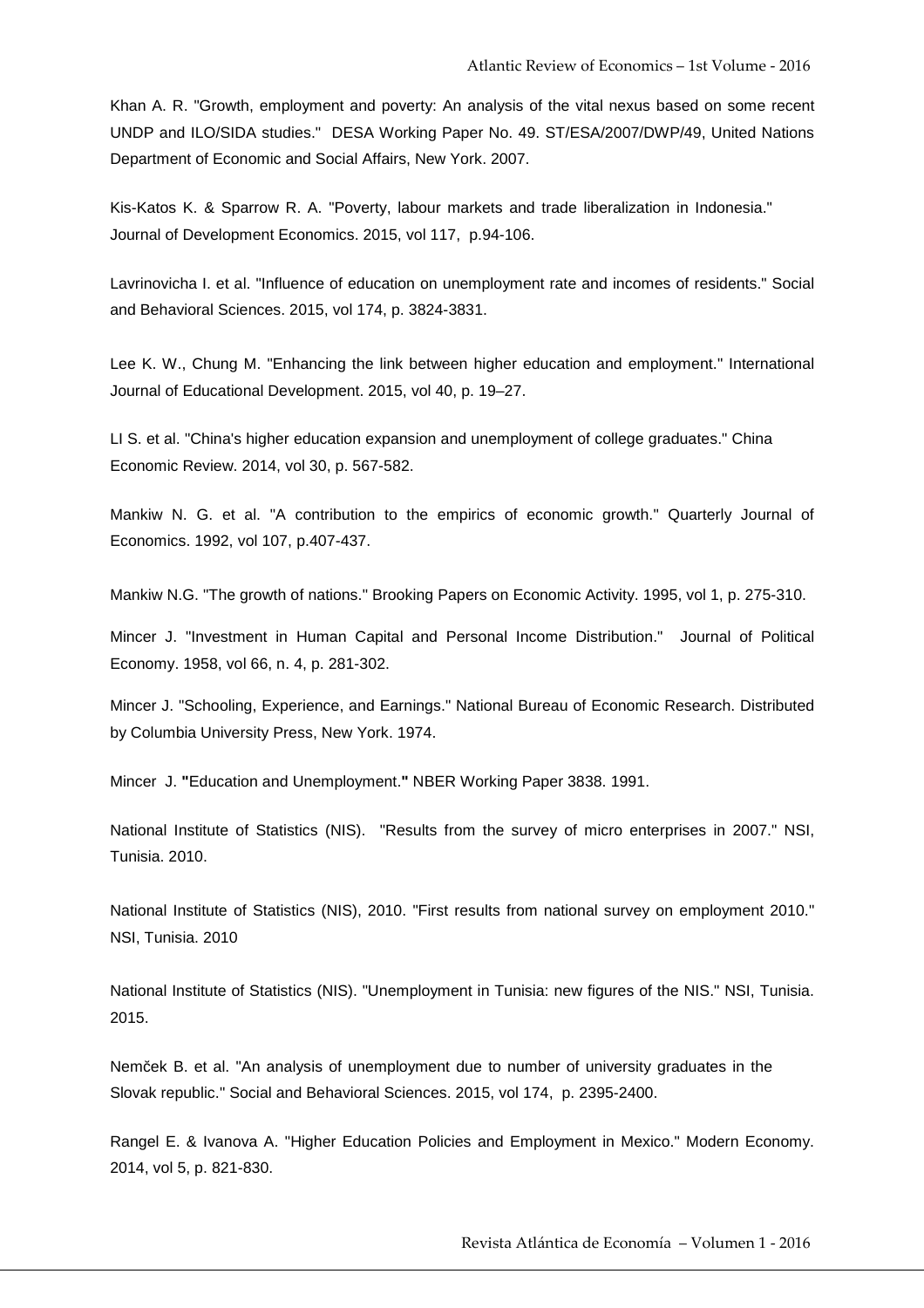Khan A. R. "Growth, employment and poverty: An analysis of the vital nexus based on some recent UNDP and ILO/SIDA studies." DESA Working Paper No. 49. ST/ESA/2007/DWP/49, United Nations Department of Economic and Social Affairs, New York. 2007.

Kis-Katos K. & Sparrow R. A. "Poverty, labour markets and trade liberalization in Indonesia." Journal of Development Economics. 2015, vol 117, p.94-106.

Lavrinovicha I. et al. "Influence of education on unemployment rate and incomes of residents." Social and Behavioral Sciences. 2015, vol 174, p. 3824-3831.

Lee K. W., Chung M. "Enhancing the link between higher education and employment." International Journal of Educational Development. 2015, vol 40, p. 19–27.

LI S. et al. "China's higher education expansion and unemployment of college graduates." China Economic Review. 2014, vol 30, p. 567-582.

Mankiw N. G. et al. "A contribution to the empirics of economic growth." Quarterly Journal of Economics. 1992, vol 107, p.407-437.

Mankiw N.G. "The growth of nations." Brooking Papers on Economic Activity. 1995, vol 1, p. 275-310.

Mincer J. "Investment in Human Capital and Personal Income Distribution." Journal of Political Economy. 1958, vol 66, n. 4, p. 281-302.

Mincer J. "Schooling, Experience, and Earnings." National Bureau of Economic Research. Distributed by Columbia University Press, New York. 1974.

Mincer J. **"**Education and Unemployment.**"** NBER Working Paper 3838. 1991.

National Institute of Statistics (NIS). "Results from the survey of micro enterprises in 2007." NSI, Tunisia. 2010.

National Institute of Statistics (NIS), 2010. "First results from national survey on employment 2010." NSI, Tunisia. 2010

National Institute of Statistics (NIS). "Unemployment in Tunisia: new figures of the NIS." NSI, Tunisia. 2015.

Nemček B. et al. "An analysis of unemployment due to number of university graduates in the Slovak republic." Social and Behavioral Sciences. 2015, vol 174, p. 2395-2400.

Rangel E. & Ivanova A. "Higher Education Policies and Employment in Mexico." Modern Economy. 2014, vol 5, p. 821-830.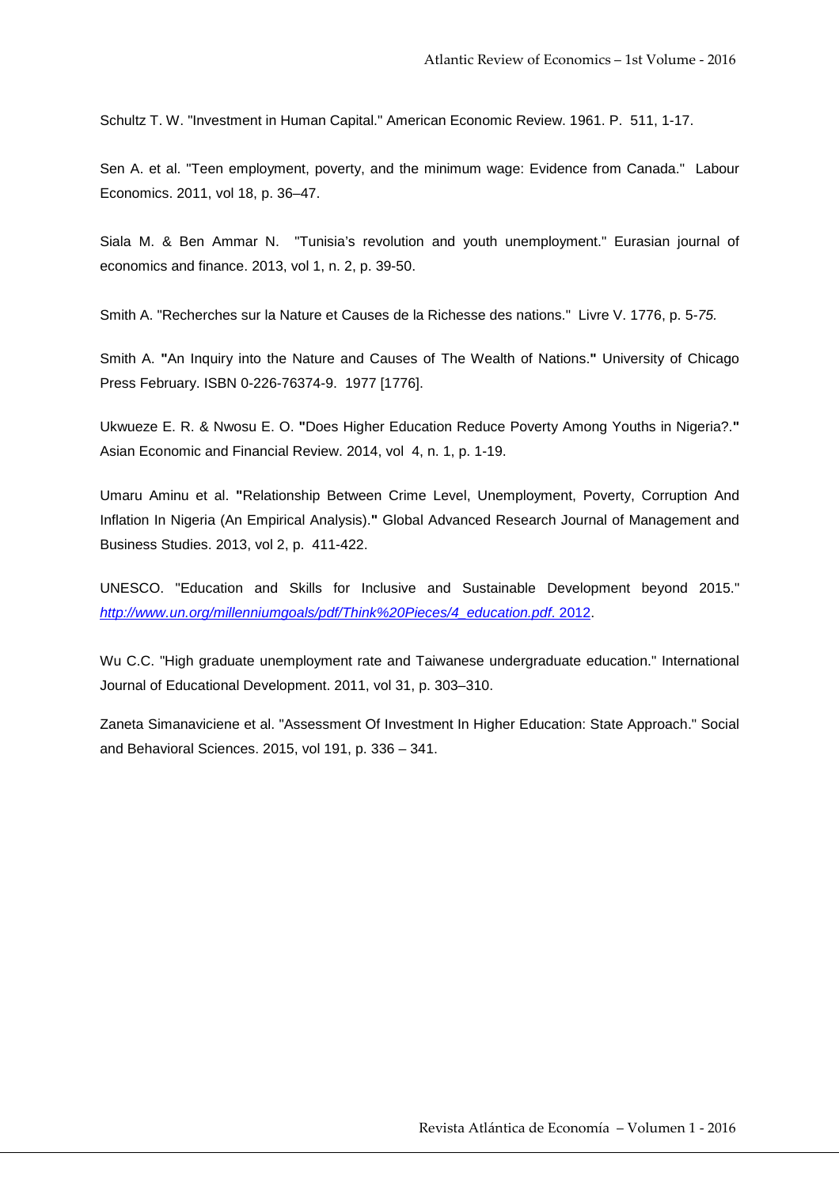Schultz T. W. "Investment in Human Capital." American Economic Review. 1961. P. 511, 1-17.

Sen A. et al. "Teen employment, poverty, and the minimum wage: Evidence from Canada." Labour Economics. 2011, vol 18, p. 36–47.

Siala M. & Ben Ammar N. "Tunisia's revolution and youth unemployment." Eurasian journal of economics and finance. 2013, vol 1, n. 2, p. 39-50.

Smith A. "Recherches sur la Nature et Causes de la Richesse des nations." Livre V. 1776, p. 5-*75.*

Smith A. **"**An Inquiry into the Nature and Causes of The Wealth of Nations.**"** University of Chicago Press February. ISBN 0-226-76374-9. 1977 [1776].

Ukwueze E. R. & Nwosu E. O. **"**Does Higher Education Reduce Poverty Among Youths in Nigeria?.**"** Asian Economic and Financial Review. 2014, vol 4, n. 1, p. 1-19.

Umaru Aminu et al. **"**Relationship Between Crime Level, Unemployment, Poverty, Corruption And Inflation In Nigeria (An Empirical Analysis).**"** Global Advanced Research Journal of Management and Business Studies. 2013, vol 2, p. 411-422.

UNESCO. "Education and Skills for Inclusive and Sustainable Development beyond 2015." *http://www.un.org/millenniumgoals/pdf/Think%20Pieces/4_education.pdf*. 2012.

Wu C.C. "High graduate unemployment rate and Taiwanese undergraduate education." International Journal of Educational Development. 2011, vol 31, p. 303–310.

Zaneta Simanaviciene et al. "Assessment Of Investment In Higher Education: State Approach." Social and Behavioral Sciences. 2015, vol 191, p. 336 – 341.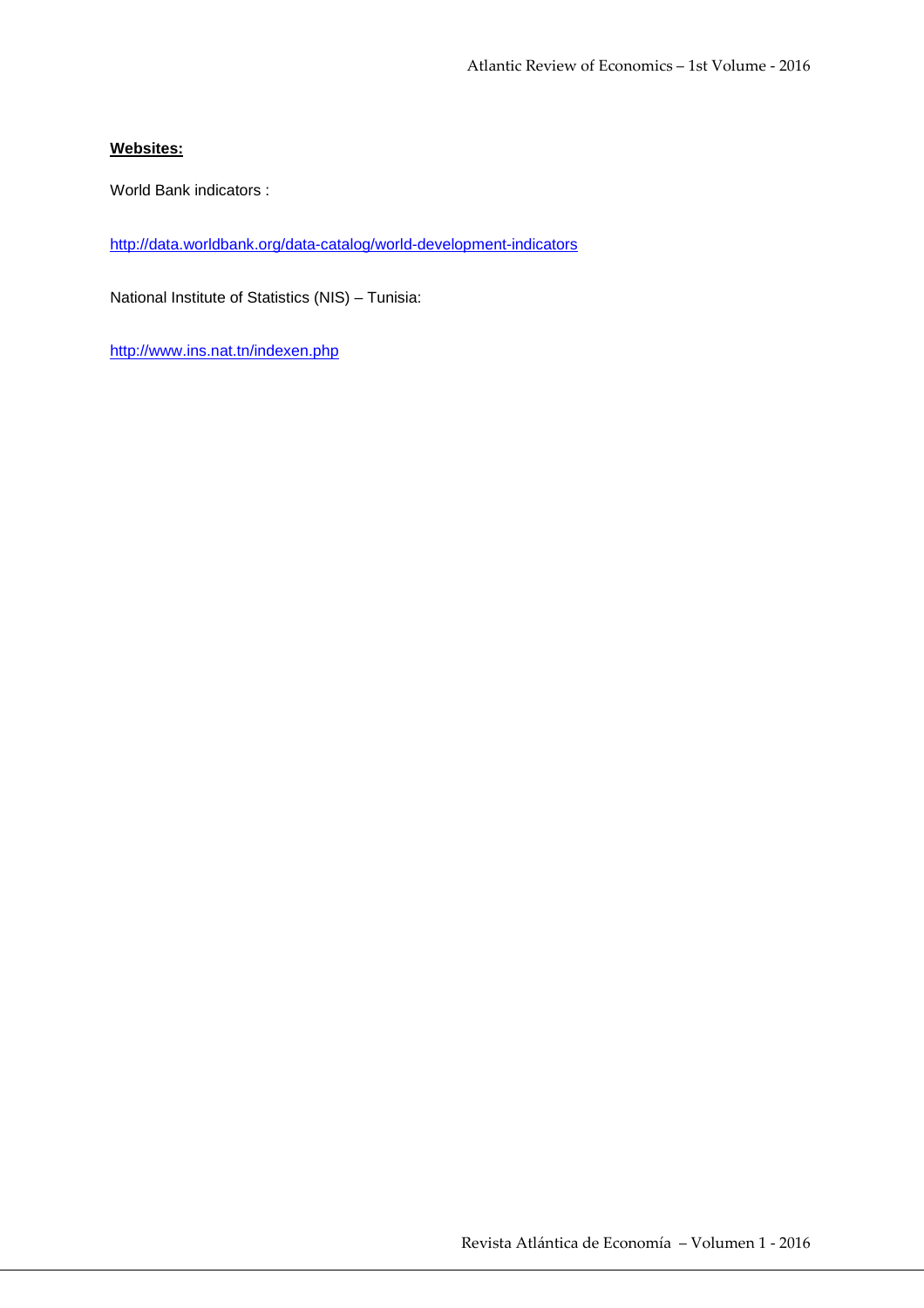**Websites:**

World Bank indicators :

http://data.worldbank.org/data-catalog/world-development-indicators

National Institute of Statistics (NIS) – Tunisia:

http://www.ins.nat.tn/indexen.php